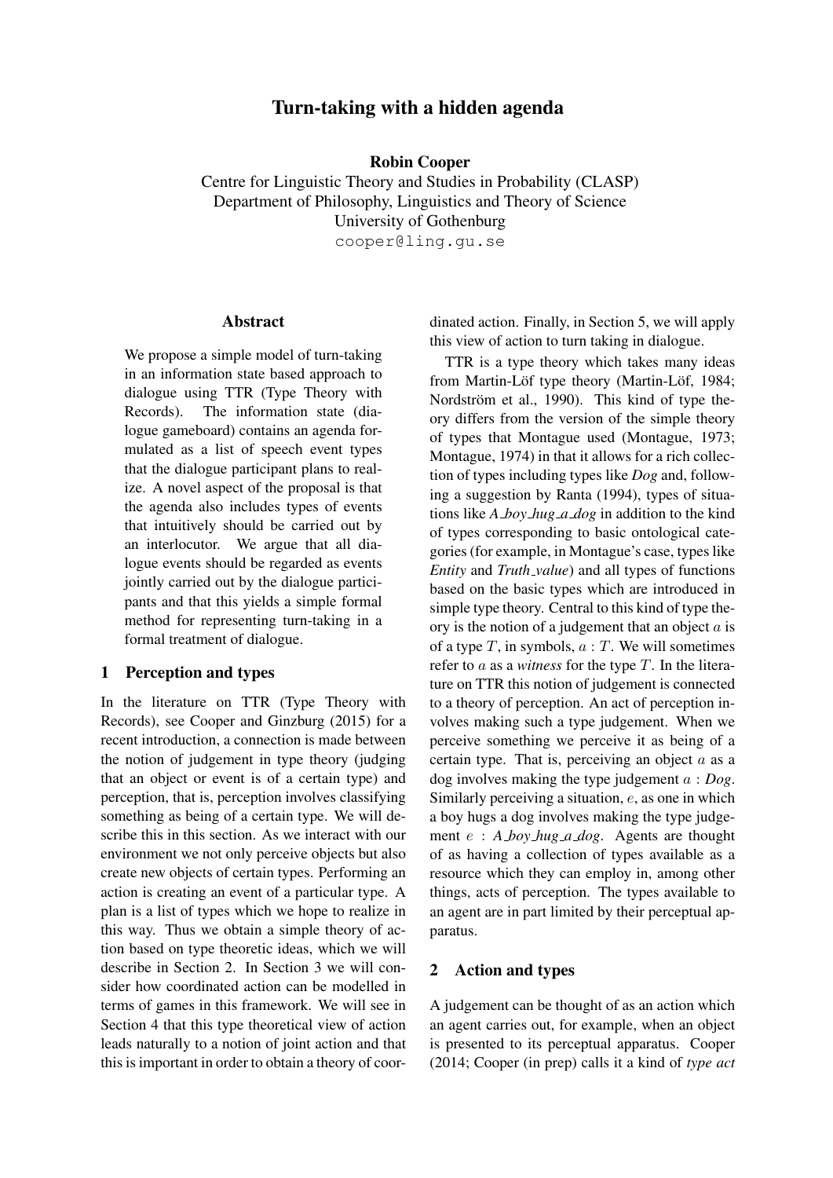# Turn-taking with a hidden agenda

**Robin Cooper**
Centre for Linguistic Theory and Studies in Probability (CLASP)
Department of Philosophy, Linguistics and Theory of Science
University of Gothenburg
cooper@ling.gu.se

## Abstract

We propose a simple model of turn-taking in an information state based approach to dialogue using TTR (Type Theory with Records). The information state (dialogue gameboard) contains an agenda formulated as a list of speech event types that the dialogue participant plans to realize. A novel aspect of the proposal is that the agenda also includes types of events that intuitively should be carried out by an interlocutor. We argue that all dialogue events should be regarded as events jointly carried out by the dialogue participants and that this yields a simple formal method for representing turn-taking in a formal treatment of dialogue.

## 1 Perception and types

In the literature on TTR (Type Theory with Records), see Cooper and Ginzburg (2015) for a recent introduction, a connection is made between the notion of judgement in type theory (judging that an object or event is of a certain type) and perception, that is, perception involves classifying something as being of a certain type. We will describe this in this section. As we interact with our environment we not only perceive objects but also create new objects of certain types. Performing an action is creating an event of a particular type. A plan is a list of types which we hope to realize in this way. Thus we obtain a simple theory of action based on type theoretic ideas, which we will describe in Section 2. In Section 3 we will consider how coordinated action can be modelled in terms of games in this framework. We will see in Section 4 that this type theoretical view of action leads naturally to a notion of joint action and that this is important in order to obtain a theory of coordinated action. Finally, in Section 5, we will apply this view of action to turn taking in dialogue.

TTR is a type theory which takes many ideas from Martin-Löf type theory (Martin-Löf, 1984; Nordström et al., 1990). This kind of type theory differs from the version of the simple theory of types that Montague used (Montague, 1973; Montague, 1974) in that it allows for a rich collection of types including types like *Dog* and, following a suggestion by Ranta (1994), types of situations like *A_boy_hug_a_dog* in addition to the kind of types corresponding to basic ontological categories (for example, in Montague's case, types like *Entity* and *Truth_value*) and all types of functions based on the basic types which are introduced in simple type theory. Central to this kind of type theory is the notion of a judgement that an object $a$ is of a type $T$, in symbols, $a : T$. We will sometimes refer to $a$ as a *witness* for the type $T$. In the literature on TTR this notion of judgement is connected to a theory of perception. An act of perception involves making such a type judgement. When we perceive something we perceive it as being of a certain type. That is, perceiving an object $a$ as a dog involves making the type judgement $a$ : *Dog*. Similarly perceiving a situation, $e$, as one in which a boy hugs a dog involves making the type judgement $e$ : *A_boy_hug_a_dog*. Agents are thought of as having a collection of types available as a resource which they can employ in, among other things, acts of perception. The types available to an agent are in part limited by their perceptual apparatus.

## 2 Action and types

A judgement can be thought of as an action which an agent carries out, for example, when an object is presented to its perceptual apparatus. Cooper (2014; Cooper (in prep) calls it a kind of *type act*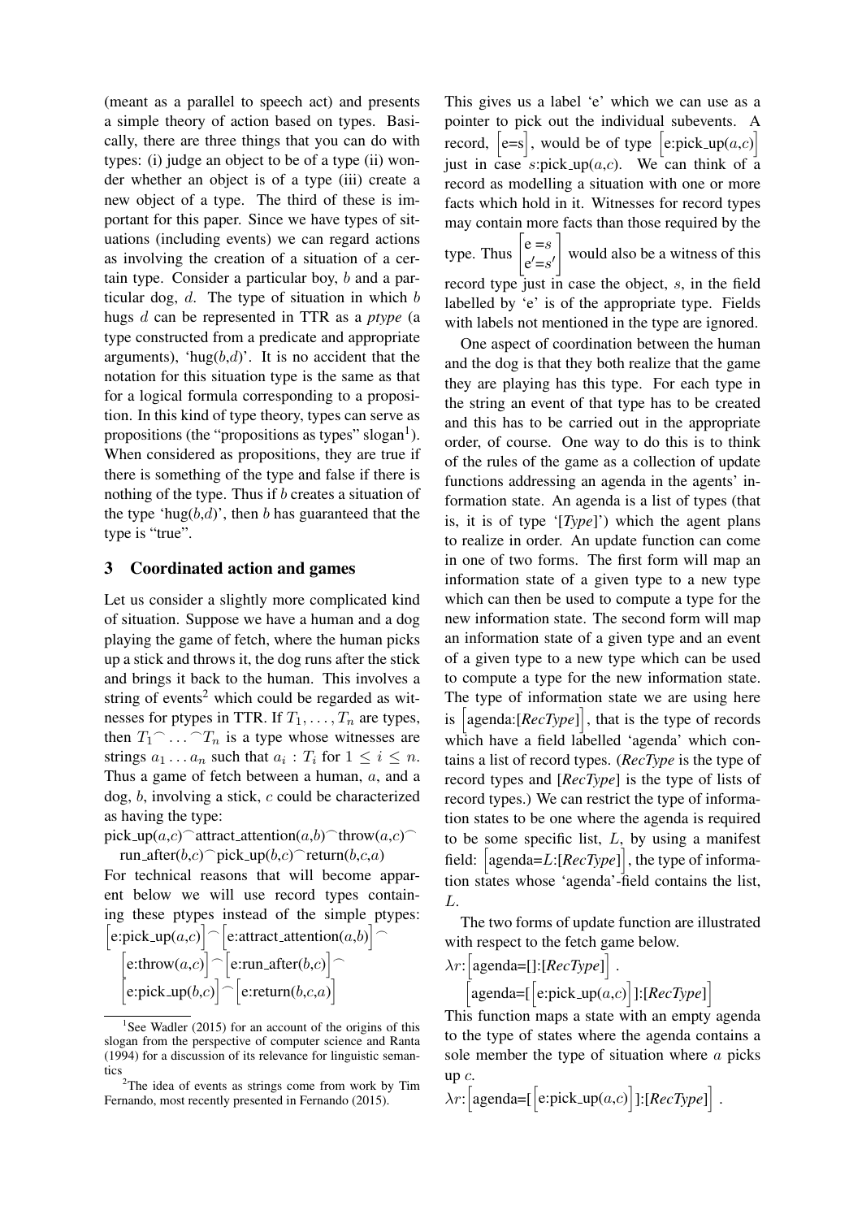(meant as a parallel to speech act) and presents a simple theory of action based on types. Basically, there are three things that you can do with types: (i) judge an object to be of a type (ii) wonder whether an object is of a type (iii) create a new object of a type. The third of these is important for this paper. Since we have types of situations (including events) we can regard actions as involving the creation of a situation of a certain type. Consider a particular boy, $b$ and a particular dog, $d$. The type of situation in which $b$ hugs $d$ can be represented in TTR as a *ptype* (a type constructed from a predicate and appropriate arguments), 'hug($b$,$d$)'. It is no accident that the notation for this situation type is the same as that for a logical formula corresponding to a proposition. In this kind of type theory, types can serve as propositions (the "propositions as types" slogan[1]). When considered as propositions, they are true if there is something of the type and false if there is nothing of the type. Thus if $b$ creates a situation of the type 'hug($b$,$d$)', then $b$ has guaranteed that the type is "true".

## 3 Coordinated action and games

Let us consider a slightly more complicated kind of situation. Suppose we have a human and a dog playing the game of fetch, where the human picks up a stick and throws it, the dog runs after the stick and brings it back to the human. This involves a string of events[2] which could be regarded as witnesses for ptypes in TTR. If $T_1, \ldots, T_n$ are types, then $T_1{}^\frown \ldots {}^\frown T_n$ is a type whose witnesses are strings $a_1 \ldots a_n$ such that $a_i : T_i$ for $1 \leq i \leq n$. Thus a game of fetch between a human, $a$, and a dog, $b$, involving a stick, $c$ could be characterized as having the type:

$$\text{pick\_up}(a,c)^\frown\text{attract\_attention}(a,b)^\frown\text{throw}(a,c)^\frown\text{run\_after}(b,c)^\frown\text{pick\_up}(b,c)^\frown\text{return}(b,c,a)$$

For technical reasons that will become apparent below we will use record types containing these ptypes instead of the simple ptypes:

$$\left[\text{e:pick\_up}(a,c)\right]^\frown\left[\text{e:attract\_attention}(a,b)\right]^\frown\left[\text{e:throw}(a,c)\right]^\frown\left[\text{e:run\_after}(b,c)\right]^\frown\left[\text{e:pick\_up}(b,c)\right]^\frown\left[\text{e:return}(b,c,a)\right]$$

This gives us a label 'e' which we can use as a pointer to pick out the individual subevents. A record, $\left[\text{e=s}\right]$, would be of type $\left[\text{e:pick\_up}(a,c)\right]$ just in case $s$:pick_up($a$,$c$). We can think of a record as modelling a situation with one or more facts which hold in it. Witnesses for record types may contain more facts than those required by the type. Thus $\begin{bmatrix}\text{e} = s \\ \text{e}' = s'\end{bmatrix}$ would also be a witness of this record type just in case the object, $s$, in the field labelled by 'e' is of the appropriate type. Fields with labels not mentioned in the type are ignored.

One aspect of coordination between the human and the dog is that they both realize that the game they are playing has this type. For each type in the string an event of that type has to be created and this has to be carried out in the appropriate order, of course. One way to do this is to think of the rules of the game as a collection of update functions addressing an agenda in the agents' information state. An agenda is a list of types (that is, it is of type '[*Type*]') which the agent plans to realize in order. An update function can come in one of two forms. The first form will map an information state of a given type to a new type which can then be used to compute a type for the new information state. The second form will map an information state of a given type and an event of a given type to a new type which can be used to compute a type for the new information state. The type of information state we are using here is $\left[\text{agenda:}[\textit{RecType}]\right]$, that is the type of records which have a field labelled 'agenda' which contains a list of record types. (*RecType* is the type of record types and [*RecType*] is the type of lists of record types.) We can restrict the type of information states to be one where the agenda is required to be some specific list, $L$, by using a manifest field: $\left[\text{agenda=}L\text{:}[\textit{RecType}]\right]$, the type of information states whose 'agenda'-field contains the list, $L$.

The two forms of update function are illustrated with respect to the fetch game below.

$$\lambda r{:}\left[\text{agenda=[]:}[\textit{RecType}]\right] .\ \left[\text{agenda=[}\left[\text{e:pick\_up}(a,c)\right]\text{]:}[\textit{RecType}]\right]$$

This function maps a state with an empty agenda to the type of states where the agenda contains a sole member the type of situation where $a$ picks up $c$.

$$\lambda r{:}\left[\text{agenda=[}\left[\text{e:pick\_up}(a,c)\right]\text{]:}[\textit{RecType}]\right] .$$

[1] See Wadler (2015) for an account of the origins of this slogan from the perspective of computer science and Ranta (1994) for a discussion of its relevance for linguistic semantics

[2] The idea of events as strings come from work by Tim Fernando, most recently presented in Fernando (2015).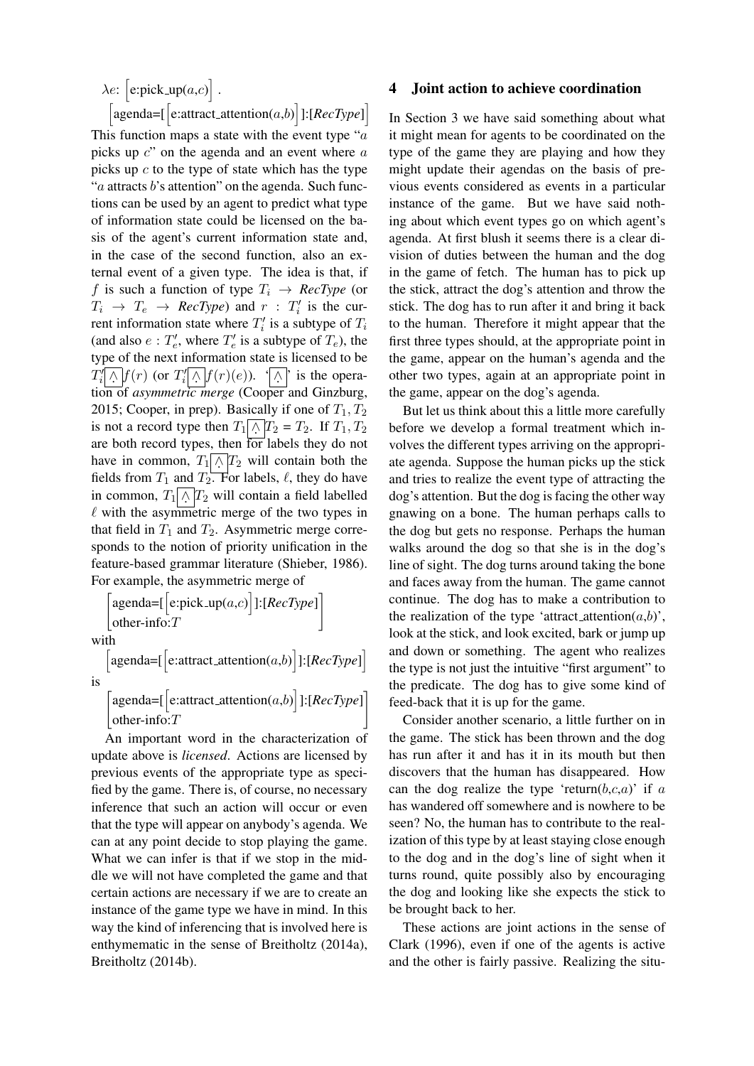$\lambda e$: $\left[\text{e:pick\_up}(a,c)\right]$ .

$\left[\text{agenda=}[\left[\text{e:attract\_attention}(a,b)\right]]\text{:}[\textit{RecType}]\right]$

This function maps a state with the event type "$a$ picks up $c$" on the agenda and an event where $a$ picks up $c$ to the type of state which has the type "$a$ attracts $b$'s attention" on the agenda. Such functions can be used by an agent to predict what type of information state could be licensed on the basis of the agent's current information state and, in the case of the second function, also an external event of a given type. The idea is that, if $f$ is such a function of type $T_i \rightarrow \textit{RecType}$ (or $T_i \rightarrow T_e \rightarrow \textit{RecType}$) and $r : T_i'$ is the current information state where $T_i'$ is a subtype of $T_i$ (and also $e : T_e'$, where $T_e'$ is a subtype of $T_e$), the type of the next information state is licensed to be $T_i' \boxed{\wedge} f(r)$ (or $T_i' \boxed{\wedge} f(r)(e)$). '$\boxed{\wedge}$' is the operation of *asymmetric merge* (Cooper and Ginzburg, 2015; Cooper, in prep). Basically if one of $T_1, T_2$ is not a record type then $T_1 \boxed{\wedge} T_2 = T_2$. If $T_1, T_2$ are both record types, then for labels they do not have in common, $T_1 \boxed{\wedge} T_2$ will contain both the fields from $T_1$ and $T_2$. For labels, $\ell$, they do have in common, $T_1 \boxed{\wedge} T_2$ will contain a field labelled $\ell$ with the asymmetric merge of the two types in that field in $T_1$ and $T_2$. Asymmetric merge corresponds to the notion of priority unification in the feature-based grammar literature (Shieber, 1986). For example, the asymmetric merge of

$$\begin{bmatrix}\text{agenda=}[\left[\text{e:pick\_up}(a,c)\right]]\text{:}[\textit{RecType}] \\ \text{other-info:}T\end{bmatrix}$$

with

$$\left[\text{agenda=}[\left[\text{e:attract\_attention}(a,b)\right]]\text{:}[\textit{RecType}]\right]$$

is

$$\begin{bmatrix}\text{agenda=}[\left[\text{e:attract\_attention}(a,b)\right]]\text{:}[\textit{RecType}] \\ \text{other-info:}T\end{bmatrix}$$

An important word in the characterization of update above is *licensed*. Actions are licensed by previous events of the appropriate type as specified by the game. There is, of course, no necessary inference that such an action will occur or even that the type will appear on anybody's agenda. We can at any point decide to stop playing the game. What we can infer is that if we stop in the middle we will not have completed the game and that certain actions are necessary if we are to create an instance of the game type we have in mind. In this way the kind of inferencing that is involved here is enthymematic in the sense of Breitholtz (2014a), Breitholtz (2014b).

## 4 Joint action to achieve coordination

In Section 3 we have said something about what it might mean for agents to be coordinated on the type of the game they are playing and how they might update their agendas on the basis of previous events considered as events in a particular instance of the game. But we have said nothing about which event types go on which agent's agenda. At first blush it seems there is a clear division of duties between the human and the dog in the game of fetch. The human has to pick up the stick, attract the dog's attention and throw the stick. The dog has to run after it and bring it back to the human. Therefore it might appear that the first three types should, at the appropriate point in the game, appear on the human's agenda and the other two types, again at an appropriate point in the game, appear on the dog's agenda.

But let us think about this a little more carefully before we develop a formal treatment which involves the different types arriving on the appropriate agenda. Suppose the human picks up the stick and tries to realize the event type of attracting the dog's attention. But the dog is facing the other way gnawing on a bone. The human perhaps calls to the dog but gets no response. Perhaps the human walks around the dog so that she is in the dog's line of sight. The dog turns around taking the bone and faces away from the human. The game cannot continue. The dog has to make a contribution to the realization of the type 'attract_attention($a$,$b$)', look at the stick, and look excited, bark or jump up and down or something. The agent who realizes the type is not just the intuitive "first argument" to the predicate. The dog has to give some kind of feed-back that it is up for the game.

Consider another scenario, a little further on in the game. The stick has been thrown and the dog has run after it and has it in its mouth but then discovers that the human has disappeared. How can the dog realize the type 'return($b$,$c$,$a$)' if $a$ has wandered off somewhere and is nowhere to be seen? No, the human has to contribute to the realization of this type by at least staying close enough to the dog and in the dog's line of sight when it turns round, quite possibly also by encouraging the dog and looking like she expects the stick to be brought back to her.

These actions are joint actions in the sense of Clark (1996), even if one of the agents is active and the other is fairly passive. Realizing the situ-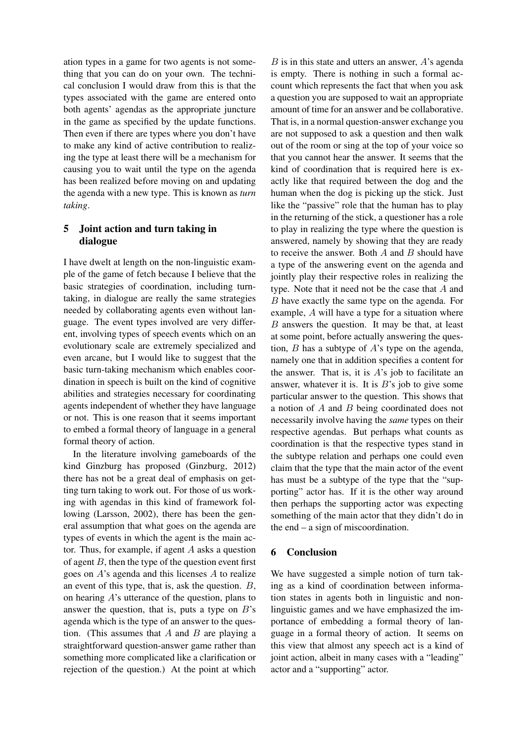ation types in a game for two agents is not something that you can do on your own. The technical conclusion I would draw from this is that the types associated with the game are entered onto both agents' agendas as the appropriate juncture in the game as specified by the update functions. Then even if there are types where you don't have to make any kind of active contribution to realizing the type at least there will be a mechanism for causing you to wait until the type on the agenda has been realized before moving on and updating the agenda with a new type. This is known as *turn taking*.

## 5 Joint action and turn taking in dialogue

I have dwelt at length on the non-linguistic example of the game of fetch because I believe that the basic strategies of coordination, including turn-taking, in dialogue are really the same strategies needed by collaborating agents even without language. The event types involved are very different, involving types of speech events which on an evolutionary scale are extremely specialized and even arcane, but I would like to suggest that the basic turn-taking mechanism which enables coordination in speech is built on the kind of cognitive abilities and strategies necessary for coordinating agents independent of whether they have language or not. This is one reason that it seems important to embed a formal theory of language in a general formal theory of action.

In the literature involving gameboards of the kind Ginzburg has proposed (Ginzburg, 2012) there has not be a great deal of emphasis on getting turn taking to work out. For those of us working with agendas in this kind of framework following (Larsson, 2002), there has been the general assumption that what goes on the agenda are types of events in which the agent is the main actor. Thus, for example, if agent $A$ asks a question of agent $B$, then the type of the question event first goes on $A$'s agenda and this licenses $A$ to realize an event of this type, that is, ask the question. $B$, on hearing $A$'s utterance of the question, plans to answer the question, that is, puts a type on $B$'s agenda which is the type of an answer to the question. (This assumes that $A$ and $B$ are playing a straightforward question-answer game rather than something more complicated like a clarification or rejection of the question.) At the point at which $B$ is in this state and utters an answer, $A$'s agenda is empty. There is nothing in such a formal account which represents the fact that when you ask a question you are supposed to wait an appropriate amount of time for an answer and be collaborative. That is, in a normal question-answer exchange you are not supposed to ask a question and then walk out of the room or sing at the top of your voice so that you cannot hear the answer. It seems that the kind of coordination that is required here is exactly like that required between the dog and the human when the dog is picking up the stick. Just like the "passive" role that the human has to play in the returning of the stick, a questioner has a role to play in realizing the type where the question is answered, namely by showing that they are ready to receive the answer. Both $A$ and $B$ should have a type of the answering event on the agenda and jointly play their respective roles in realizing the type. Note that it need not be the case that $A$ and $B$ have exactly the same type on the agenda. For example, $A$ will have a type for a situation where $B$ answers the question. It may be that, at least at some point, before actually answering the question, $B$ has a subtype of $A$'s type on the agenda, namely one that in addition specifies a content for the answer. That is, it is $A$'s job to facilitate an answer, whatever it is. It is $B$'s job to give some particular answer to the question. This shows that a notion of $A$ and $B$ being coordinated does not necessarily involve having the *same* types on their respective agendas. But perhaps what counts as coordination is that the respective types stand in the subtype relation and perhaps one could even claim that the type that the main actor of the event has must be a subtype of the type that the "supporting" actor has. If it is the other way around then perhaps the supporting actor was expecting something of the main actor that they didn't do in the end – a sign of miscoordination.

## 6 Conclusion

We have suggested a simple notion of turn taking as a kind of coordination between information states in agents both in linguistic and non-linguistic games and we have emphasized the importance of embedding a formal theory of language in a formal theory of action. It seems on this view that almost any speech act is a kind of joint action, albeit in many cases with a "leading" actor and a "supporting" actor.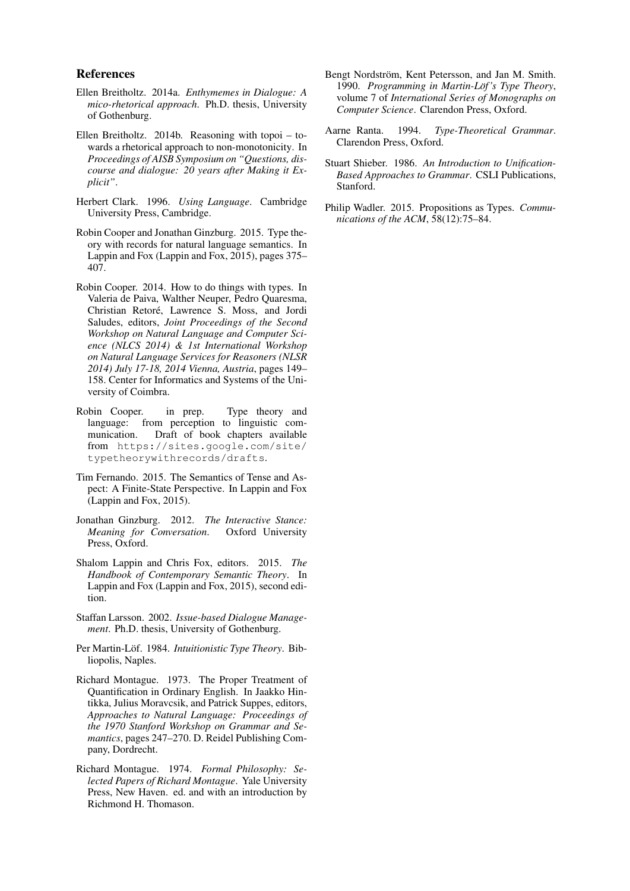## References

Ellen Breitholtz. 2014a. *Enthymemes in Dialogue: A mico-rhetorical approach*. Ph.D. thesis, University of Gothenburg.

Ellen Breitholtz. 2014b. Reasoning with topoi – towards a rhetorical approach to non-monotonicity. In *Proceedings of AISB Symposium on "Questions, discourse and dialogue: 20 years after Making it Explicit"*.

Herbert Clark. 1996. *Using Language*. Cambridge University Press, Cambridge.

Robin Cooper and Jonathan Ginzburg. 2015. Type theory with records for natural language semantics. In Lappin and Fox (Lappin and Fox, 2015), pages 375–407.

Robin Cooper. 2014. How to do things with types. In Valeria de Paiva, Walther Neuper, Pedro Quaresma, Christian Retoré, Lawrence S. Moss, and Jordi Saludes, editors, *Joint Proceedings of the Second Workshop on Natural Language and Computer Science (NLCS 2014) & 1st International Workshop on Natural Language Services for Reasoners (NLSR 2014) July 17-18, 2014 Vienna, Austria*, pages 149–158. Center for Informatics and Systems of the University of Coimbra.

Robin Cooper. in prep. Type theory and language: from perception to linguistic communication. Draft of book chapters available from `https://sites.google.com/site/typetheorywithrecords/drafts`.

Tim Fernando. 2015. The Semantics of Tense and Aspect: A Finite-State Perspective. In Lappin and Fox (Lappin and Fox, 2015).

Jonathan Ginzburg. 2012. *The Interactive Stance: Meaning for Conversation*. Oxford University Press, Oxford.

Shalom Lappin and Chris Fox, editors. 2015. *The Handbook of Contemporary Semantic Theory*. In Lappin and Fox (Lappin and Fox, 2015), second edition.

Staffan Larsson. 2002. *Issue-based Dialogue Management*. Ph.D. thesis, University of Gothenburg.

Per Martin-Löf. 1984. *Intuitionistic Type Theory*. Bibliopolis, Naples.

Richard Montague. 1973. The Proper Treatment of Quantification in Ordinary English. In Jaakko Hintikka, Julius Moravcsik, and Patrick Suppes, editors, *Approaches to Natural Language: Proceedings of the 1970 Stanford Workshop on Grammar and Semantics*, pages 247–270. D. Reidel Publishing Company, Dordrecht.

Richard Montague. 1974. *Formal Philosophy: Selected Papers of Richard Montague*. Yale University Press, New Haven. ed. and with an introduction by Richmond H. Thomason.

Bengt Nordström, Kent Petersson, and Jan M. Smith. 1990. *Programming in Martin-Löf's Type Theory*, volume 7 of *International Series of Monographs on Computer Science*. Clarendon Press, Oxford.

Aarne Ranta. 1994. *Type-Theoretical Grammar*. Clarendon Press, Oxford.

Stuart Shieber. 1986. *An Introduction to Unification-Based Approaches to Grammar*. CSLI Publications, Stanford.

Philip Wadler. 2015. Propositions as Types. *Communications of the ACM*, 58(12):75–84.